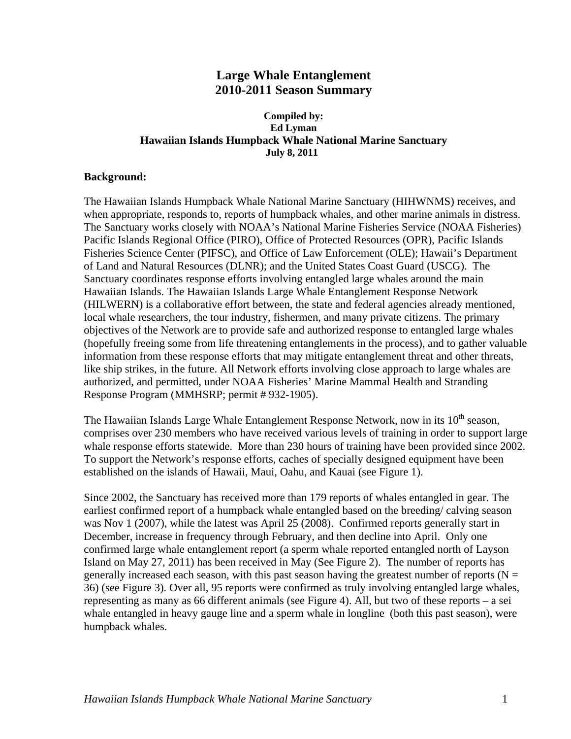# Large Whale Entanglement
# 2010-2011 Season Summary

**Compiled by:**
**Ed Lyman**
**Hawaiian Islands Humpback Whale National Marine Sanctuary**
**July 8, 2011**

## Background:

The Hawaiian Islands Humpback Whale National Marine Sanctuary (HIHWNMS) receives, and when appropriate, responds to, reports of humpback whales, and other marine animals in distress. The Sanctuary works closely with NOAA's National Marine Fisheries Service (NOAA Fisheries) Pacific Islands Regional Office (PIRO), Office of Protected Resources (OPR), Pacific Islands Fisheries Science Center (PIFSC), and Office of Law Enforcement (OLE); Hawaii's Department of Land and Natural Resources (DLNR); and the United States Coast Guard (USCG). The Sanctuary coordinates response efforts involving entangled large whales around the main Hawaiian Islands. The Hawaiian Islands Large Whale Entanglement Response Network (HILWERN) is a collaborative effort between, the state and federal agencies already mentioned, local whale researchers, the tour industry, fishermen, and many private citizens. The primary objectives of the Network are to provide safe and authorized response to entangled large whales (hopefully freeing some from life threatening entanglements in the process), and to gather valuable information from these response efforts that may mitigate entanglement threat and other threats, like ship strikes, in the future. All Network efforts involving close approach to large whales are authorized, and permitted, under NOAA Fisheries' Marine Mammal Health and Stranding Response Program (MMHSRP; permit # 932-1905).

The Hawaiian Islands Large Whale Entanglement Response Network, now in its 10th season, comprises over 230 members who have received various levels of training in order to support large whale response efforts statewide. More than 230 hours of training have been provided since 2002. To support the Network's response efforts, caches of specially designed equipment have been established on the islands of Hawaii, Maui, Oahu, and Kauai (see Figure 1).

Since 2002, the Sanctuary has received more than 179 reports of whales entangled in gear. The earliest confirmed report of a humpback whale entangled based on the breeding/ calving season was Nov 1 (2007), while the latest was April 25 (2008). Confirmed reports generally start in December, increase in frequency through February, and then decline into April. Only one confirmed large whale entanglement report (a sperm whale reported entangled north of Layson Island on May 27, 2011) has been received in May (See Figure 2). The number of reports has generally increased each season, with this past season having the greatest number of reports (N = 36) (see Figure 3). Over all, 95 reports were confirmed as truly involving entangled large whales, representing as many as 66 different animals (see Figure 4). All, but two of these reports – a sei whale entangled in heavy gauge line and a sperm whale in longline (both this past season), were humpback whales.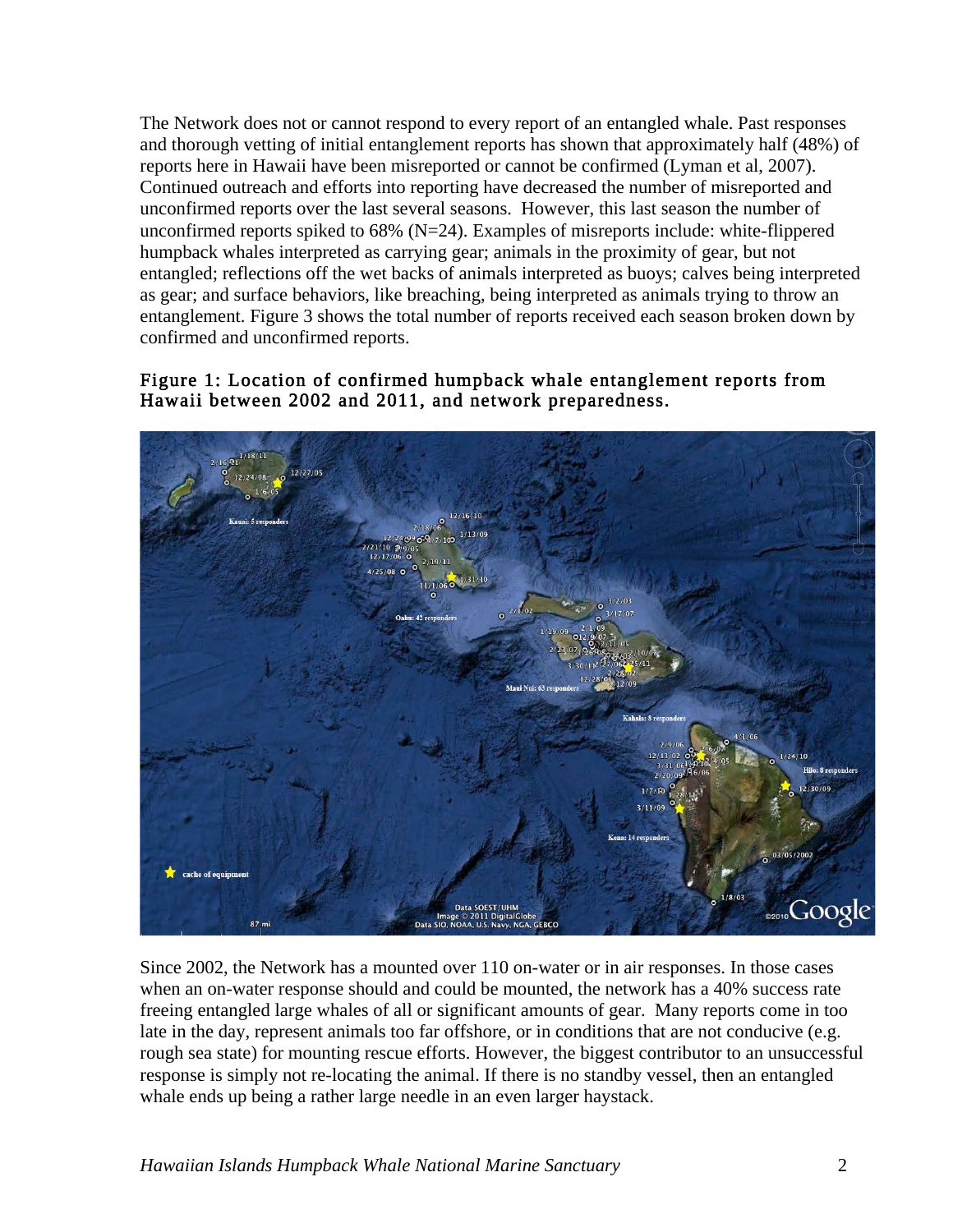The Network does not or cannot respond to every report of an entangled whale. Past responses and thorough vetting of initial entanglement reports has shown that approximately half (48%) of reports here in Hawaii have been misreported or cannot be confirmed (Lyman et al, 2007). Continued outreach and efforts into reporting have decreased the number of misreported and unconfirmed reports over the last several seasons. However, this last season the number of unconfirmed reports spiked to 68% (N=24). Examples of misreports include: white-flippered humpback whales interpreted as carrying gear; animals in the proximity of gear, but not entangled; reflections off the wet backs of animals interpreted as buoys; calves being interpreted as gear; and surface behaviors, like breaching, being interpreted as animals trying to throw an entanglement. Figure 3 shows the total number of reports received each season broken down by confirmed and unconfirmed reports.

**Figure 1: Location of confirmed humpback whale entanglement reports from Hawaii between 2002 and 2011, and network preparedness.**

Since 2002, the Network has a mounted over 110 on-water or in air responses. In those cases when an on-water response should and could be mounted, the network has a 40% success rate freeing entangled large whales of all or significant amounts of gear. Many reports come in too late in the day, represent animals too far offshore, or in conditions that are not conducive (e.g. rough sea state) for mounting rescue efforts. However, the biggest contributor to an unsuccessful response is simply not re-locating the animal. If there is no standby vessel, then an entangled whale ends up being a rather large needle in an even larger haystack.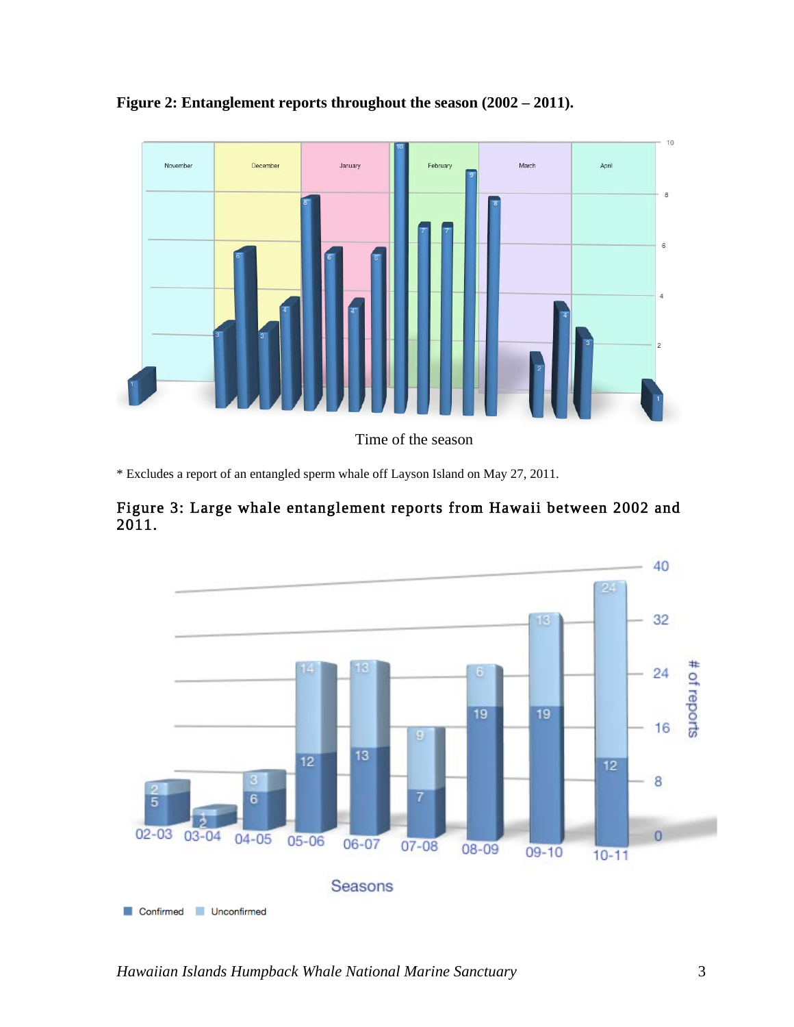**Figure 2: Entanglement reports throughout the season (2002 – 2011).**

Time of the season

\* Excludes a report of an entangled sperm whale off Layson Island on May 27, 2011.

**Figure 3: Large whale entanglement reports from Hawaii between 2002 and 2011.**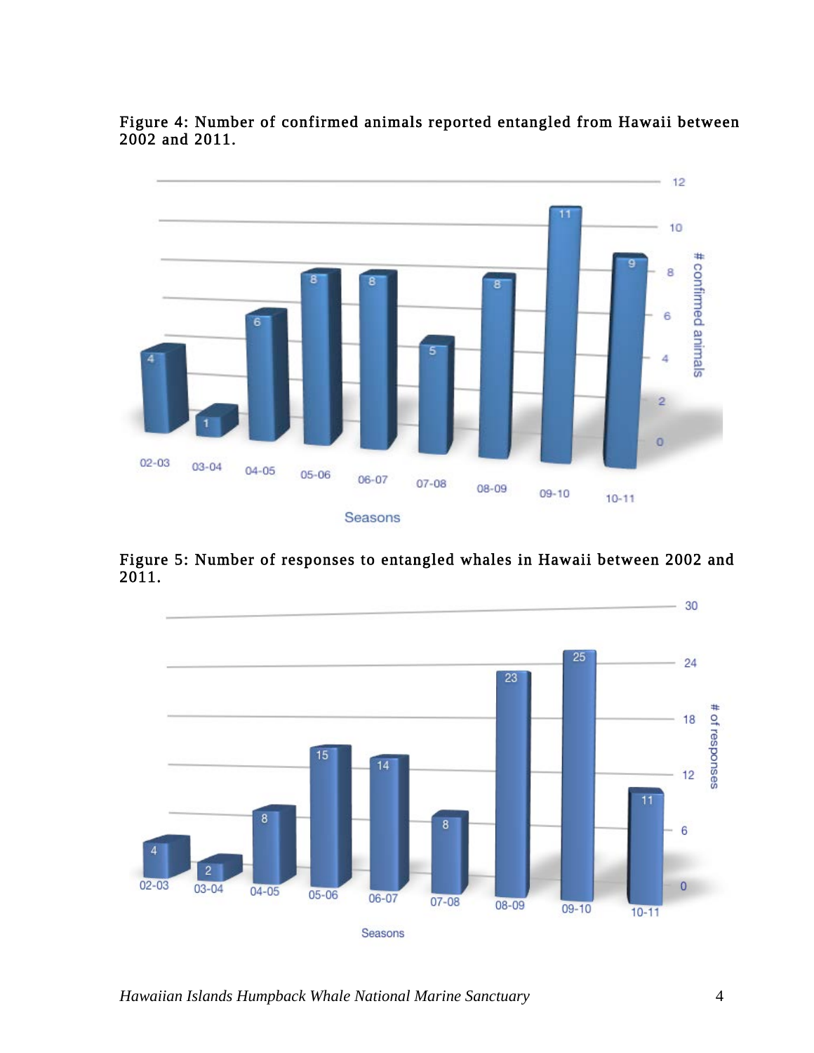Figure 4: Number of confirmed animals reported entangled from Hawaii between 2002 and 2011.

Figure 5: Number of responses to entangled whales in Hawaii between 2002 and 2011.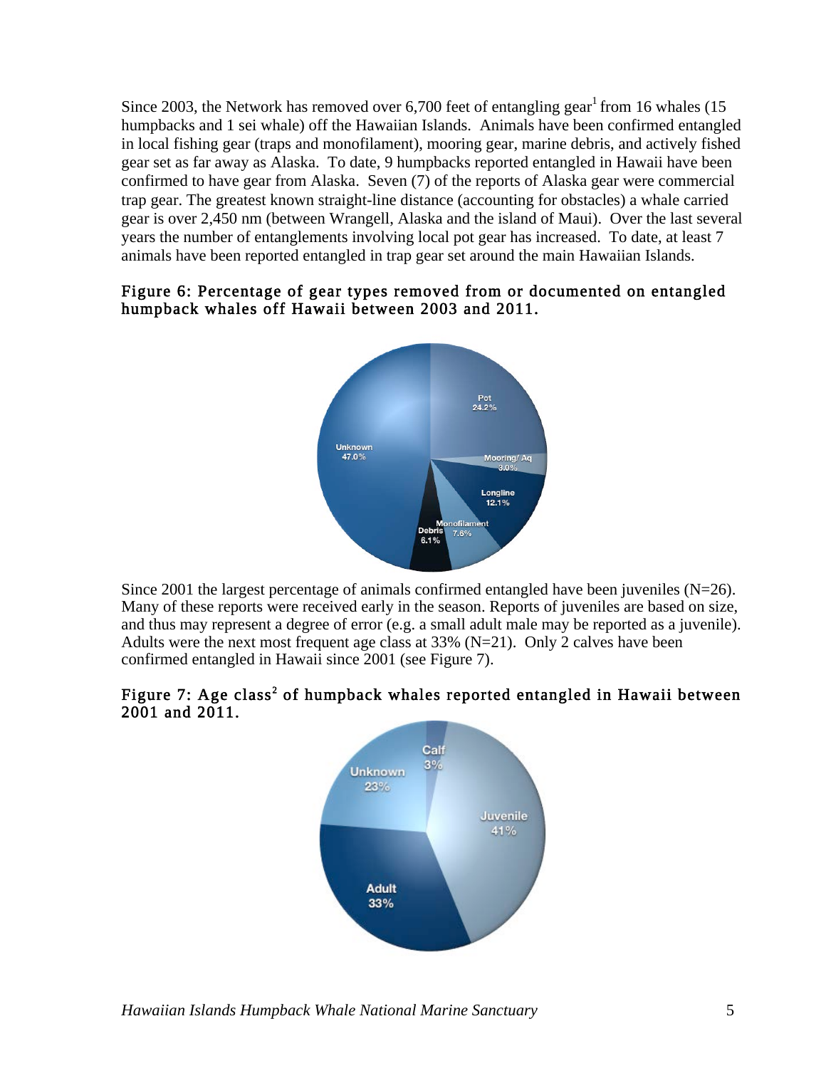Since 2003, the Network has removed over 6,700 feet of entangling gear[1] from 16 whales (15 humpbacks and 1 sei whale) off the Hawaiian Islands. Animals have been confirmed entangled in local fishing gear (traps and monofilament), mooring gear, marine debris, and actively fished gear set as far away as Alaska. To date, 9 humpbacks reported entangled in Hawaii have been confirmed to have gear from Alaska. Seven (7) of the reports of Alaska gear were commercial trap gear. The greatest known straight-line distance (accounting for obstacles) a whale carried gear is over 2,450 nm (between Wrangell, Alaska and the island of Maui). Over the last several years the number of entanglements involving local pot gear has increased. To date, at least 7 animals have been reported entangled in trap gear set around the main Hawaiian Islands.

**Figure 6: Percentage of gear types removed from or documented on entangled humpback whales off Hawaii between 2003 and 2011.**

Pot 24.2%, Mooring/ Aq 3.0%, Longline 12.1%, Monofilament 7.6%, Debris 6.1%, Unknown 47.0%

Since 2001 the largest percentage of animals confirmed entangled have been juveniles (N=26). Many of these reports were received early in the season. Reports of juveniles are based on size, and thus may represent a degree of error (e.g. a small adult male may be reported as a juvenile). Adults were the next most frequent age class at 33% (N=21). Only 2 calves have been confirmed entangled in Hawaii since 2001 (see Figure 7).

**Figure 7: Age class[2] of humpback whales reported entangled in Hawaii between 2001 and 2011.**

Calf 3%, Juvenile 41%, Adult 33%, Unknown 23%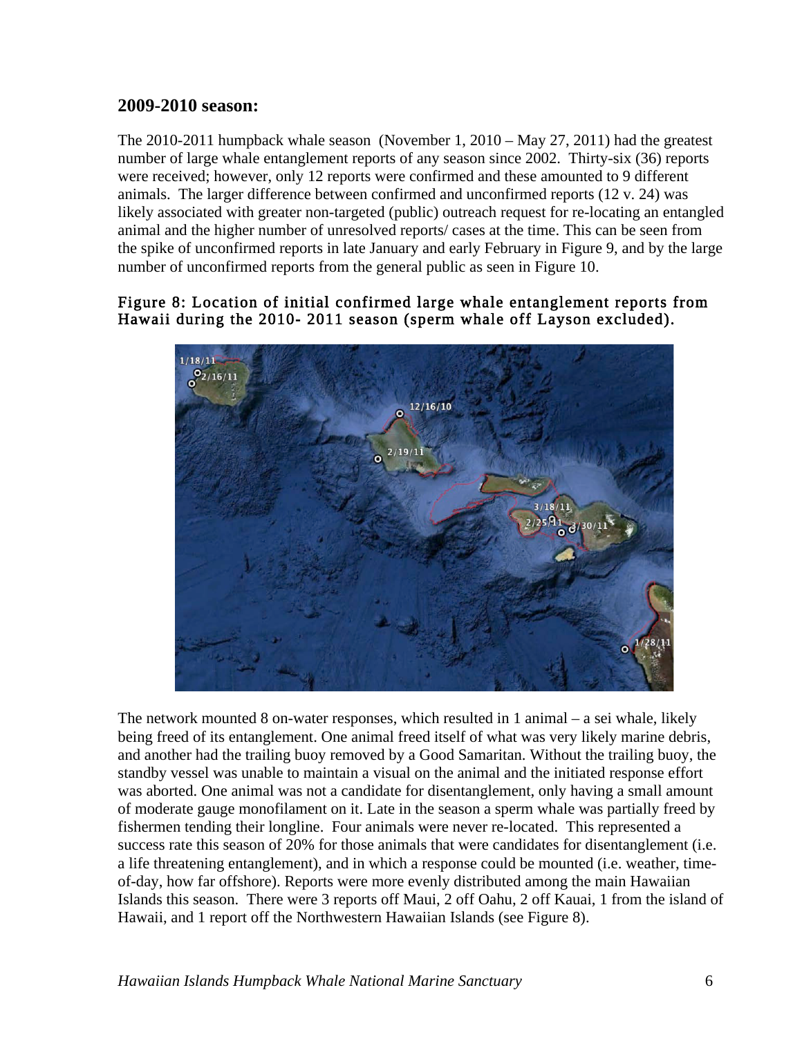## 2009-2010 season:

The 2010-2011 humpback whale season (November 1, 2010 – May 27, 2011) had the greatest number of large whale entanglement reports of any season since 2002. Thirty-six (36) reports were received; however, only 12 reports were confirmed and these amounted to 9 different animals. The larger difference between confirmed and unconfirmed reports (12 v. 24) was likely associated with greater non-targeted (public) outreach request for re-locating an entangled animal and the higher number of unresolved reports/ cases at the time. This can be seen from the spike of unconfirmed reports in late January and early February in Figure 9, and by the large number of unconfirmed reports from the general public as seen in Figure 10.

**Figure 8: Location of initial confirmed large whale entanglement reports from Hawaii during the 2010- 2011 season (sperm whale off Layson excluded).**

The network mounted 8 on-water responses, which resulted in 1 animal – a sei whale, likely being freed of its entanglement. One animal freed itself of what was very likely marine debris, and another had the trailing buoy removed by a Good Samaritan. Without the trailing buoy, the standby vessel was unable to maintain a visual on the animal and the initiated response effort was aborted. One animal was not a candidate for disentanglement, only having a small amount of moderate gauge monofilament on it. Late in the season a sperm whale was partially freed by fishermen tending their longline. Four animals were never re-located. This represented a success rate this season of 20% for those animals that were candidates for disentanglement (i.e. a life threatening entanglement), and in which a response could be mounted (i.e. weather, time-of-day, how far offshore). Reports were more evenly distributed among the main Hawaiian Islands this season. There were 3 reports off Maui, 2 off Oahu, 2 off Kauai, 1 from the island of Hawaii, and 1 report off the Northwestern Hawaiian Islands (see Figure 8).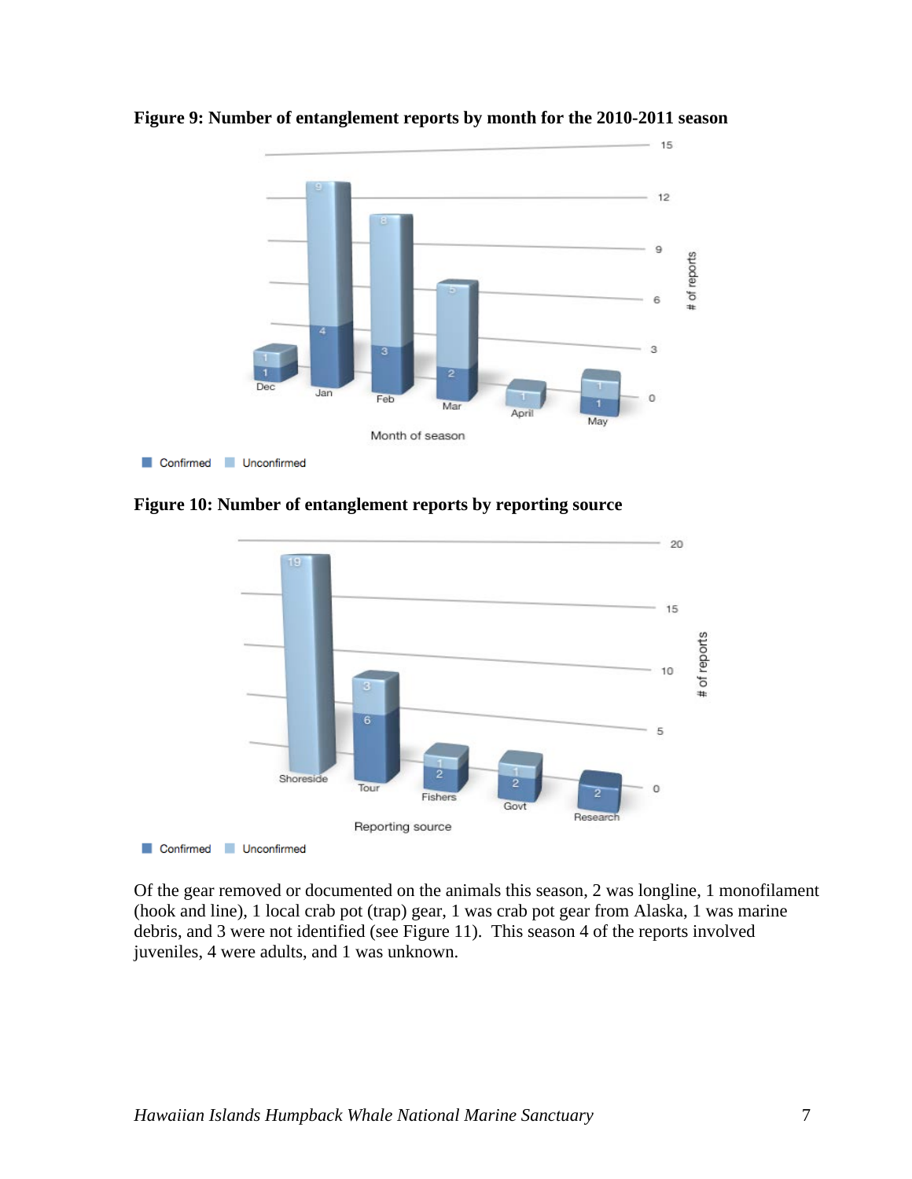**Figure 9: Number of entanglement reports by month for the 2010-2011 season**

**Figure 10: Number of entanglement reports by reporting source**

Of the gear removed or documented on the animals this season, 2 was longline, 1 monofilament (hook and line), 1 local crab pot (trap) gear, 1 was crab pot gear from Alaska, 1 was marine debris, and 3 were not identified (see Figure 11). This season 4 of the reports involved juveniles, 4 were adults, and 1 was unknown.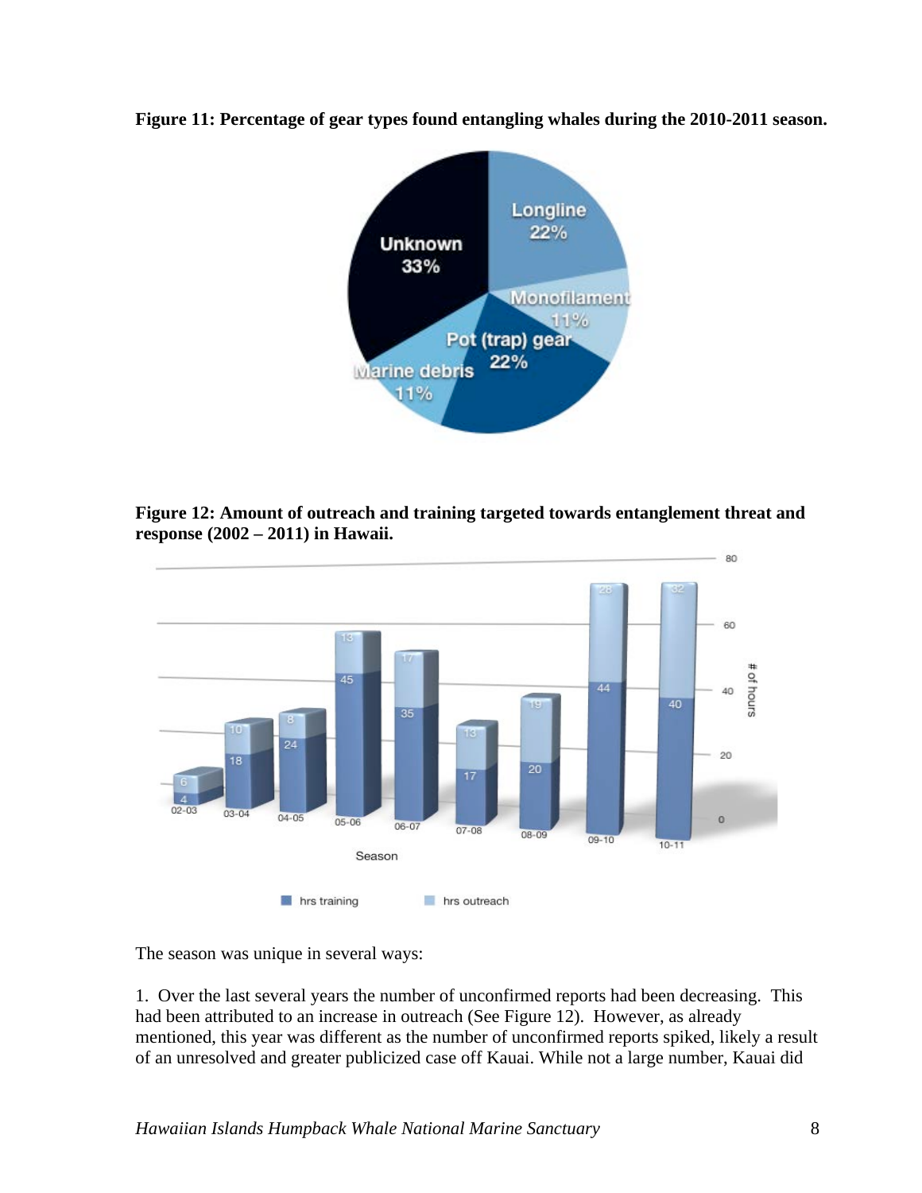**Figure 11: Percentage of gear types found entangling whales during the 2010-2011 season.**

**Figure 12: Amount of outreach and training targeted towards entanglement threat and response (2002 – 2011) in Hawaii.**

The season was unique in several ways:

1. Over the last several years the number of unconfirmed reports had been decreasing. This had been attributed to an increase in outreach (See Figure 12). However, as already mentioned, this year was different as the number of unconfirmed reports spiked, likely a result of an unresolved and greater publicized case off Kauai. While not a large number, Kauai did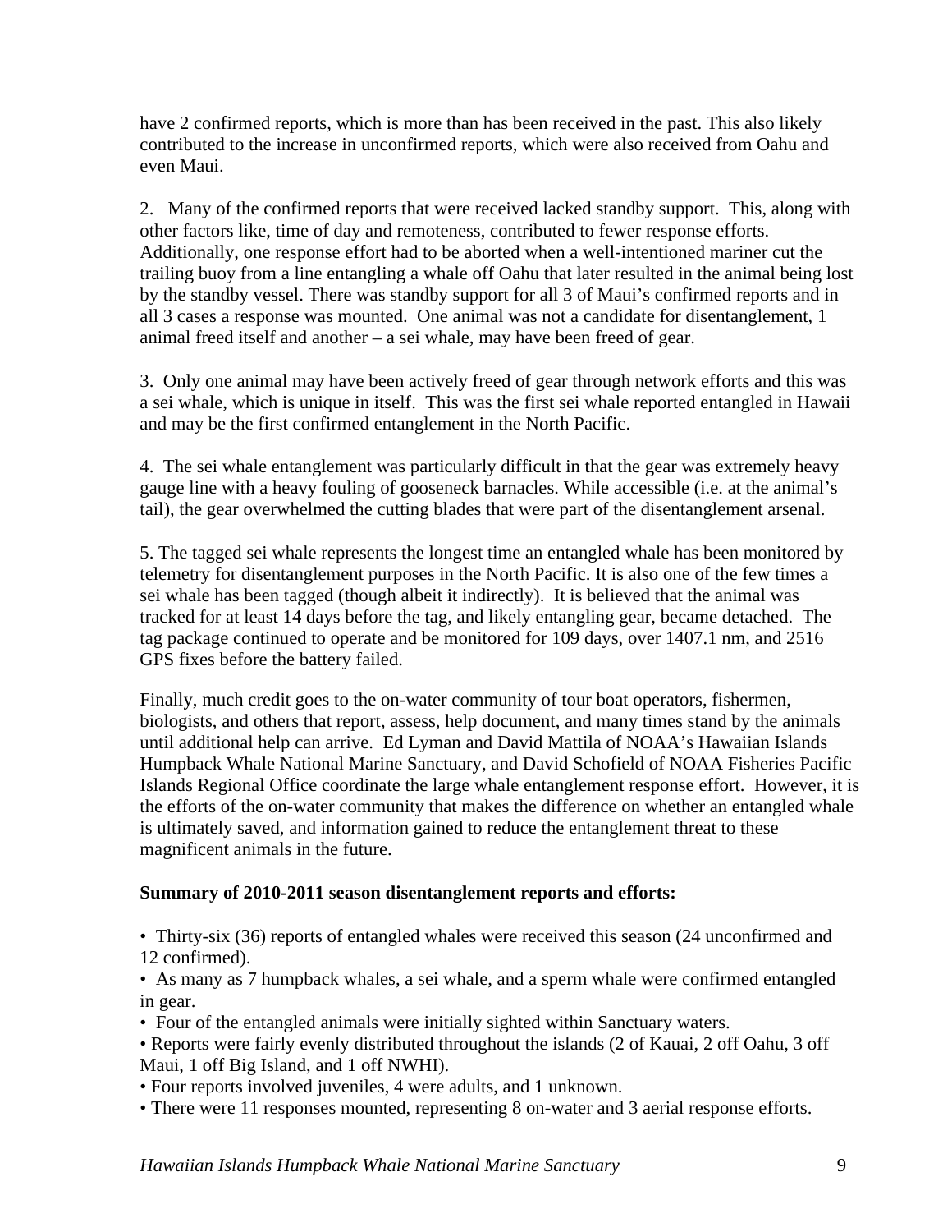have 2 confirmed reports, which is more than has been received in the past. This also likely contributed to the increase in unconfirmed reports, which were also received from Oahu and even Maui.

2. Many of the confirmed reports that were received lacked standby support. This, along with other factors like, time of day and remoteness, contributed to fewer response efforts. Additionally, one response effort had to be aborted when a well-intentioned mariner cut the trailing buoy from a line entangling a whale off Oahu that later resulted in the animal being lost by the standby vessel. There was standby support for all 3 of Maui's confirmed reports and in all 3 cases a response was mounted. One animal was not a candidate for disentanglement, 1 animal freed itself and another – a sei whale, may have been freed of gear.

3. Only one animal may have been actively freed of gear through network efforts and this was a sei whale, which is unique in itself. This was the first sei whale reported entangled in Hawaii and may be the first confirmed entanglement in the North Pacific.

4. The sei whale entanglement was particularly difficult in that the gear was extremely heavy gauge line with a heavy fouling of gooseneck barnacles. While accessible (i.e. at the animal's tail), the gear overwhelmed the cutting blades that were part of the disentanglement arsenal.

5. The tagged sei whale represents the longest time an entangled whale has been monitored by telemetry for disentanglement purposes in the North Pacific. It is also one of the few times a sei whale has been tagged (though albeit it indirectly). It is believed that the animal was tracked for at least 14 days before the tag, and likely entangling gear, became detached. The tag package continued to operate and be monitored for 109 days, over 1407.1 nm, and 2516 GPS fixes before the battery failed.

Finally, much credit goes to the on-water community of tour boat operators, fishermen, biologists, and others that report, assess, help document, and many times stand by the animals until additional help can arrive. Ed Lyman and David Mattila of NOAA's Hawaiian Islands Humpback Whale National Marine Sanctuary, and David Schofield of NOAA Fisheries Pacific Islands Regional Office coordinate the large whale entanglement response effort. However, it is the efforts of the on-water community that makes the difference on whether an entangled whale is ultimately saved, and information gained to reduce the entanglement threat to these magnificent animals in the future.

**Summary of 2010-2011 season disentanglement reports and efforts:**

- Thirty-six (36) reports of entangled whales were received this season (24 unconfirmed and 12 confirmed).
- As many as 7 humpback whales, a sei whale, and a sperm whale were confirmed entangled in gear.
- Four of the entangled animals were initially sighted within Sanctuary waters.
- Reports were fairly evenly distributed throughout the islands (2 of Kauai, 2 off Oahu, 3 off Maui, 1 off Big Island, and 1 off NWHI).
- Four reports involved juveniles, 4 were adults, and 1 unknown.
- There were 11 responses mounted, representing 8 on-water and 3 aerial response efforts.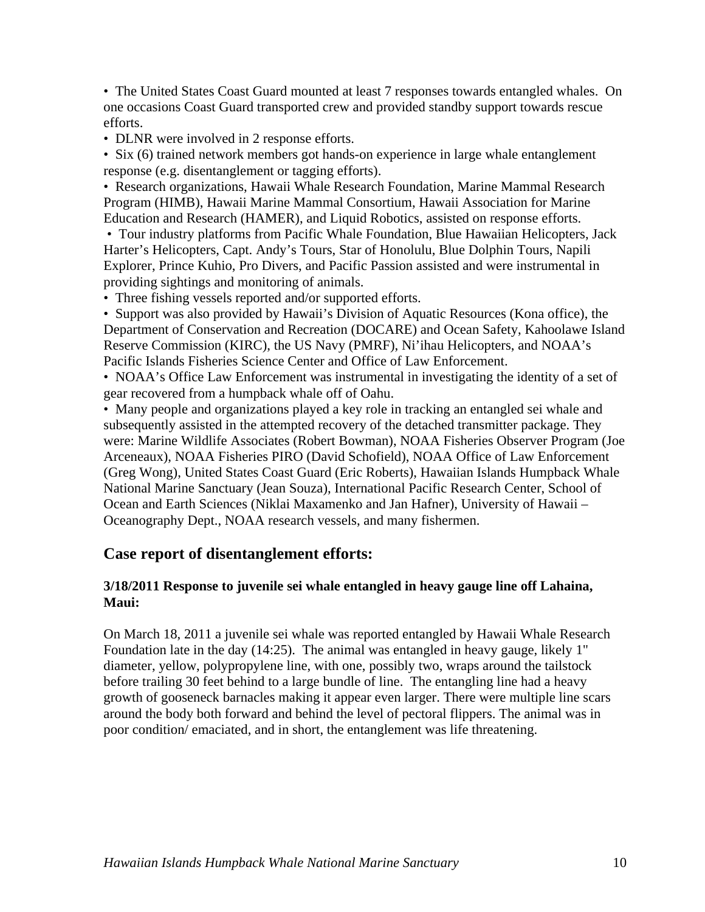- The United States Coast Guard mounted at least 7 responses towards entangled whales. On one occasions Coast Guard transported crew and provided standby support towards rescue efforts.
- DLNR were involved in 2 response efforts.
- Six (6) trained network members got hands-on experience in large whale entanglement response (e.g. disentanglement or tagging efforts).
- Research organizations, Hawaii Whale Research Foundation, Marine Mammal Research Program (HIMB), Hawaii Marine Mammal Consortium, Hawaii Association for Marine Education and Research (HAMER), and Liquid Robotics, assisted on response efforts.
- Tour industry platforms from Pacific Whale Foundation, Blue Hawaiian Helicopters, Jack Harter's Helicopters, Capt. Andy's Tours, Star of Honolulu, Blue Dolphin Tours, Napili Explorer, Prince Kuhio, Pro Divers, and Pacific Passion assisted and were instrumental in providing sightings and monitoring of animals.
- Three fishing vessels reported and/or supported efforts.
- Support was also provided by Hawaii's Division of Aquatic Resources (Kona office), the Department of Conservation and Recreation (DOCARE) and Ocean Safety, Kahoolawe Island Reserve Commission (KIRC), the US Navy (PMRF), Ni'ihau Helicopters, and NOAA's Pacific Islands Fisheries Science Center and Office of Law Enforcement.
- NOAA's Office Law Enforcement was instrumental in investigating the identity of a set of gear recovered from a humpback whale off of Oahu.
- Many people and organizations played a key role in tracking an entangled sei whale and subsequently assisted in the attempted recovery of the detached transmitter package. They were: Marine Wildlife Associates (Robert Bowman), NOAA Fisheries Observer Program (Joe Arceneaux), NOAA Fisheries PIRO (David Schofield), NOAA Office of Law Enforcement (Greg Wong), United States Coast Guard (Eric Roberts), Hawaiian Islands Humpback Whale National Marine Sanctuary (Jean Souza), International Pacific Research Center, School of Ocean and Earth Sciences (Niklai Maxamenko and Jan Hafner), University of Hawaii – Oceanography Dept., NOAA research vessels, and many fishermen.

## Case report of disentanglement efforts:

### 3/18/2011 Response to juvenile sei whale entangled in heavy gauge line off Lahaina, Maui:

On March 18, 2011 a juvenile sei whale was reported entangled by Hawaii Whale Research Foundation late in the day (14:25). The animal was entangled in heavy gauge, likely 1" diameter, yellow, polypropylene line, with one, possibly two, wraps around the tailstock before trailing 30 feet behind to a large bundle of line. The entangling line had a heavy growth of gooseneck barnacles making it appear even larger. There were multiple line scars around the body both forward and behind the level of pectoral flippers. The animal was in poor condition/ emaciated, and in short, the entanglement was life threatening.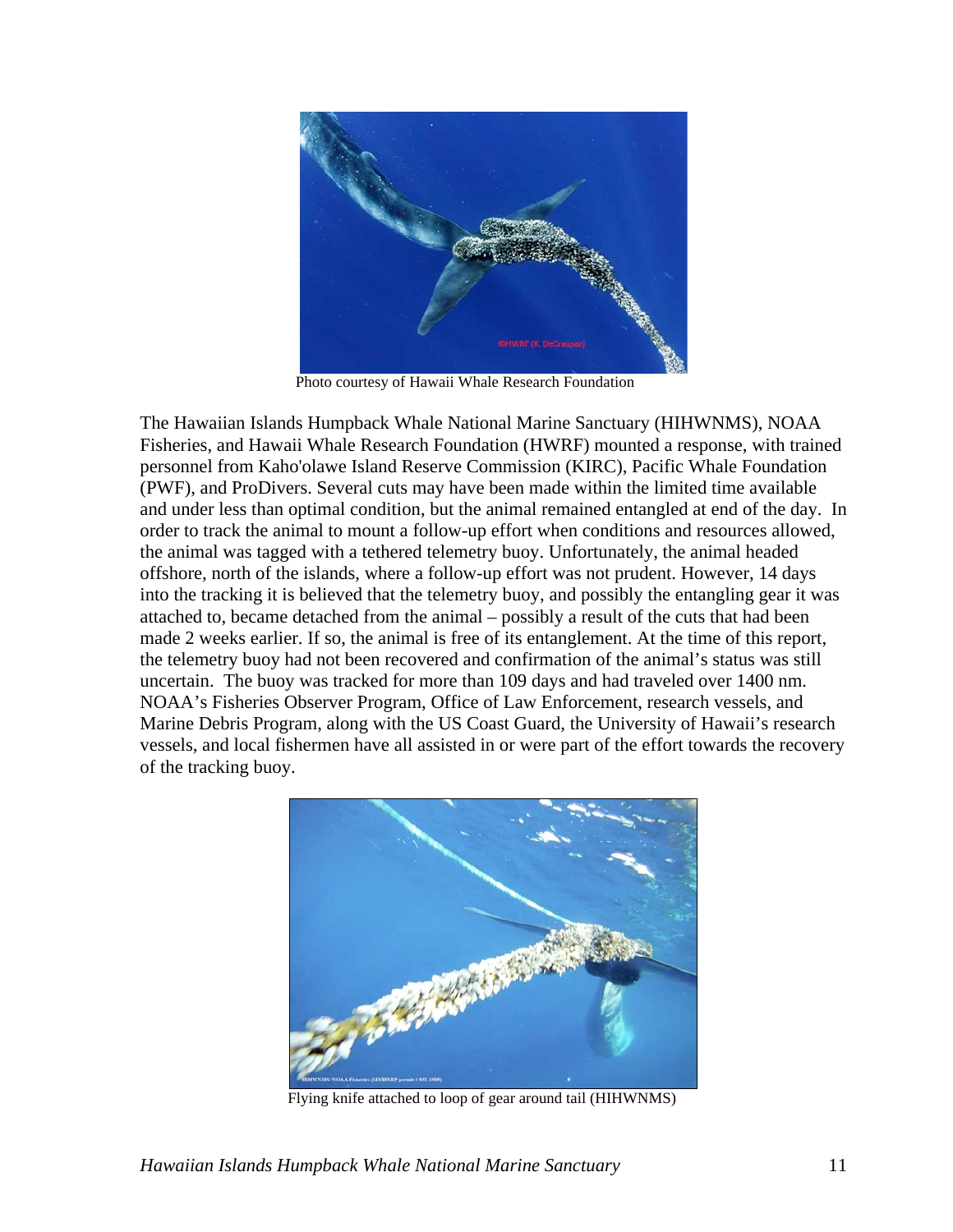Photo courtesy of Hawaii Whale Research Foundation

The Hawaiian Islands Humpback Whale National Marine Sanctuary (HIHWNMS), NOAA Fisheries, and Hawaii Whale Research Foundation (HWRF) mounted a response, with trained personnel from Kaho'olawe Island Reserve Commission (KIRC), Pacific Whale Foundation (PWF), and ProDivers. Several cuts may have been made within the limited time available and under less than optimal condition, but the animal remained entangled at end of the day. In order to track the animal to mount a follow-up effort when conditions and resources allowed, the animal was tagged with a tethered telemetry buoy. Unfortunately, the animal headed offshore, north of the islands, where a follow-up effort was not prudent. However, 14 days into the tracking it is believed that the telemetry buoy, and possibly the entangling gear it was attached to, became detached from the animal – possibly a result of the cuts that had been made 2 weeks earlier. If so, the animal is free of its entanglement. At the time of this report, the telemetry buoy had not been recovered and confirmation of the animal's status was still uncertain. The buoy was tracked for more than 109 days and had traveled over 1400 nm. NOAA's Fisheries Observer Program, Office of Law Enforcement, research vessels, and Marine Debris Program, along with the US Coast Guard, the University of Hawaii's research vessels, and local fishermen have all assisted in or were part of the effort towards the recovery of the tracking buoy.

Flying knife attached to loop of gear around tail (HIHWNMS)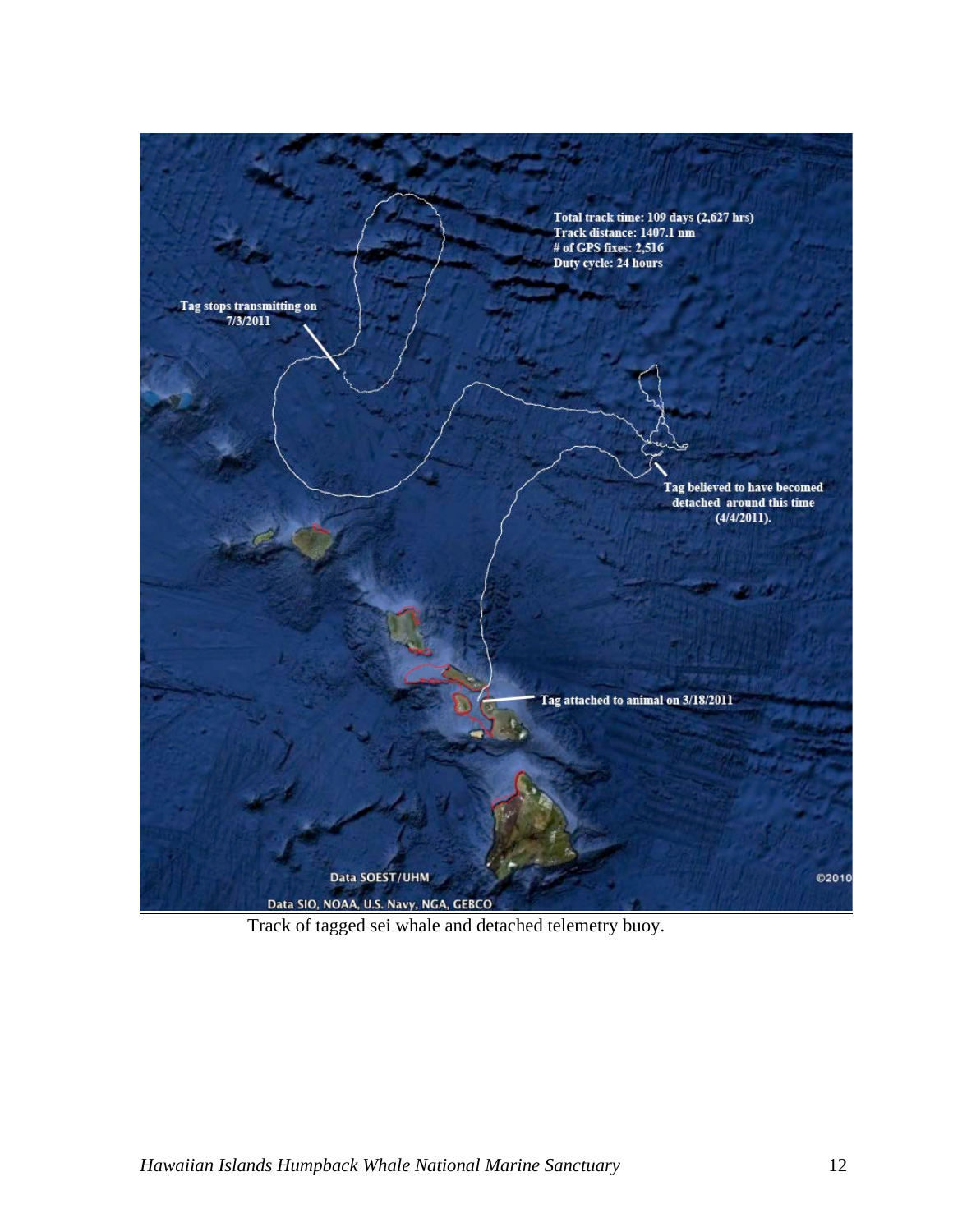Total track time: 109 days (2,627 hrs)
Track distance: 1407.1 nm
# of GPS fixes: 2,516
Duty cycle: 24 hours

Tag stops transmitting on 7/3/2011

Tag believed to have becomed detached around this time (4/4/2011).

Tag attached to animal on 3/18/2011

Data SOEST/UHM

©2010

Data SIO, NOAA, U.S. Navy, NGA, GEBCO

Track of tagged sei whale and detached telemetry buoy.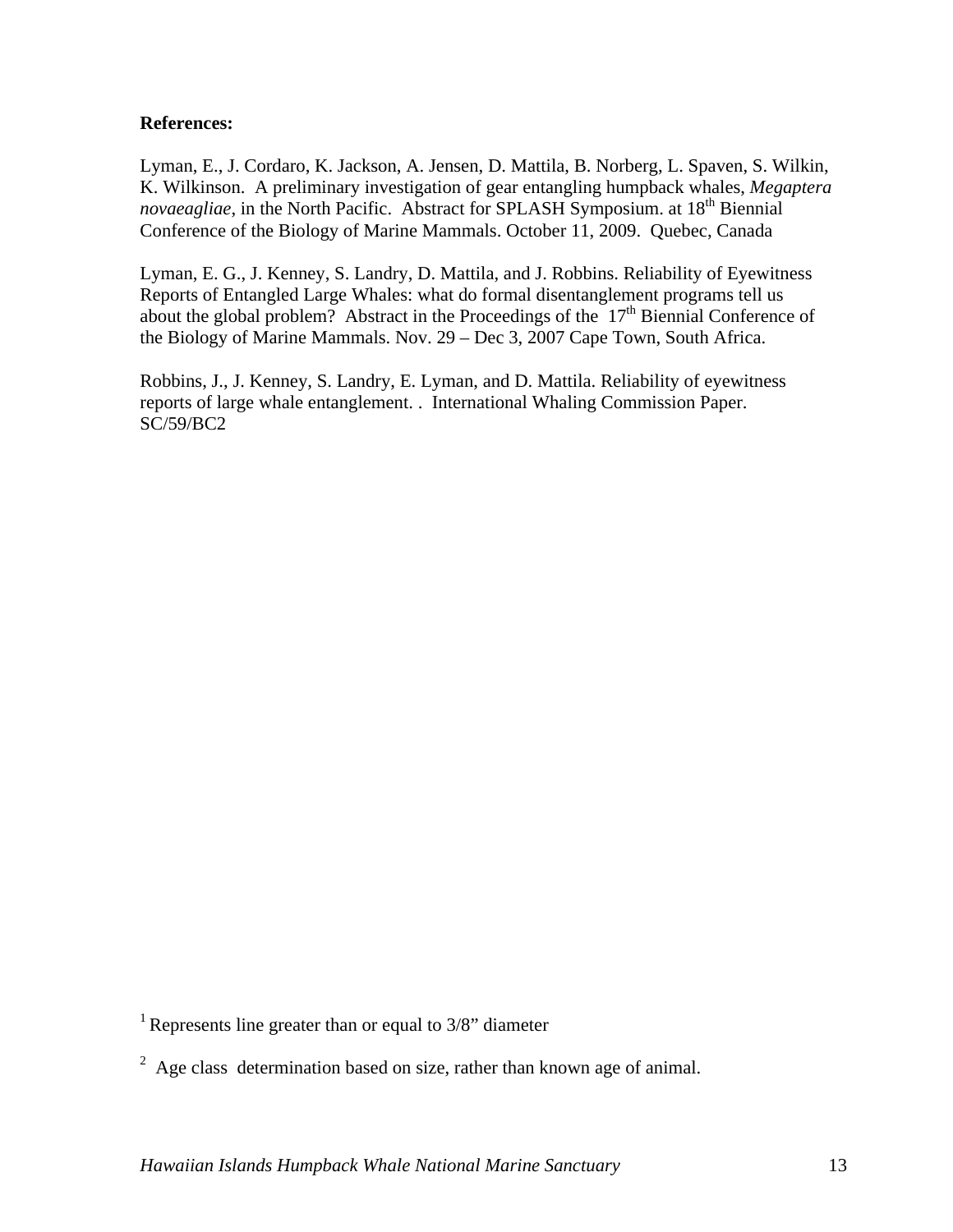**References:**

Lyman, E., J. Cordaro, K. Jackson, A. Jensen, D. Mattila, B. Norberg, L. Spaven, S. Wilkin, K. Wilkinson. A preliminary investigation of gear entangling humpback whales, *Megaptera novaeagliae*, in the North Pacific. Abstract for SPLASH Symposium. at 18th Biennial Conference of the Biology of Marine Mammals. October 11, 2009. Quebec, Canada

Lyman, E. G., J. Kenney, S. Landry, D. Mattila, and J. Robbins. Reliability of Eyewitness Reports of Entangled Large Whales: what do formal disentanglement programs tell us about the global problem? Abstract in the Proceedings of the 17th Biennial Conference of the Biology of Marine Mammals. Nov. 29 – Dec 3, 2007 Cape Town, South Africa.

Robbins, J., J. Kenney, S. Landry, E. Lyman, and D. Mattila. Reliability of eyewitness reports of large whale entanglement. . International Whaling Commission Paper. SC/59/BC2

[1] Represents line greater than or equal to 3/8" diameter

[2] Age class determination based on size, rather than known age of animal.